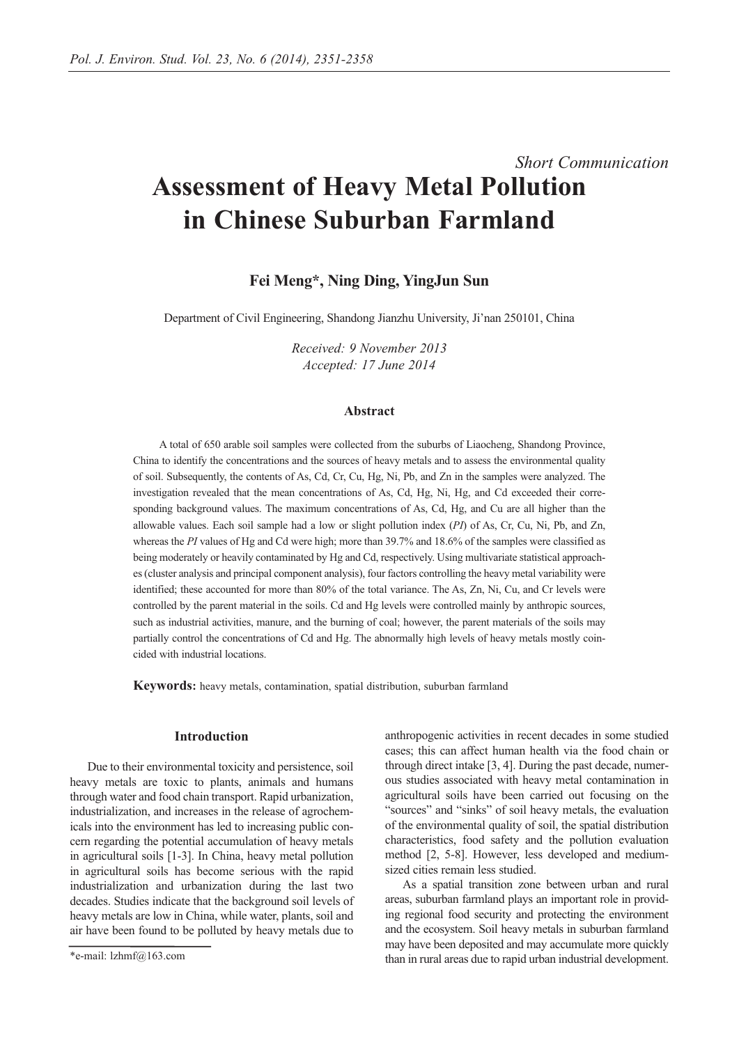*Short Communication*

# Assessment of Heavy Metal Pollution in Chinese Suburban Farmland

**Fei Meng*, Ning Ding, YingJun Sun**

Department of Civil Engineering, Shandong Jianzhu University, Ji'nan 250101, China

*Received: 9 November 2013*
*Accepted: 17 June 2014*

### Abstract

A total of 650 arable soil samples were collected from the suburbs of Liaocheng, Shandong Province, China to identify the concentrations and the sources of heavy metals and to assess the environmental quality of soil. Subsequently, the contents of As, Cd, Cr, Cu, Hg, Ni, Pb, and Zn in the samples were analyzed. The investigation revealed that the mean concentrations of As, Cd, Hg, Ni, Hg, and Cd exceeded their corresponding background values. The maximum concentrations of As, Cd, Hg, and Cu are all higher than the allowable values. Each soil sample had a low or slight pollution index (*PI*) of As, Cr, Cu, Ni, Pb, and Zn, whereas the *PI* values of Hg and Cd were high; more than 39.7% and 18.6% of the samples were classified as being moderately or heavily contaminated by Hg and Cd, respectively. Using multivariate statistical approaches (cluster analysis and principal component analysis), four factors controlling the heavy metal variability were identified; these accounted for more than 80% of the total variance. The As, Zn, Ni, Cu, and Cr levels were controlled by the parent material in the soils. Cd and Hg levels were controlled mainly by anthropic sources, such as industrial activities, manure, and the burning of coal; however, the parent materials of the soils may partially control the concentrations of Cd and Hg. The abnormally high levels of heavy metals mostly coincided with industrial locations.

**Keywords:** heavy metals, contamination, spatial distribution, suburban farmland

## Introduction

Due to their environmental toxicity and persistence, soil heavy metals are toxic to plants, animals and humans through water and food chain transport. Rapid urbanization, industrialization, and increases in the release of agrochemicals into the environment has led to increasing public concern regarding the potential accumulation of heavy metals in agricultural soils [1-3]. In China, heavy metal pollution in agricultural soils has become serious with the rapid industrialization and urbanization during the last two decades. Studies indicate that the background soil levels of heavy metals are low in China, while water, plants, soil and air have been found to be polluted by heavy metals due to anthropogenic activities in recent decades in some studied cases; this can affect human health via the food chain or through direct intake [3, 4]. During the past decade, numerous studies associated with heavy metal contamination in agricultural soils have been carried out focusing on the "sources" and "sinks" of soil heavy metals, the evaluation of the environmental quality of soil, the spatial distribution characteristics, food safety and the pollution evaluation method [2, 5-8]. However, less developed and medium-sized cities remain less studied.

As a spatial transition zone between urban and rural areas, suburban farmland plays an important role in providing regional food security and protecting the environment and the ecosystem. Soil heavy metals in suburban farmland may have been deposited and may accumulate more quickly than in rural areas due to rapid urban industrial development.

*e-mail: lzhmf@163.com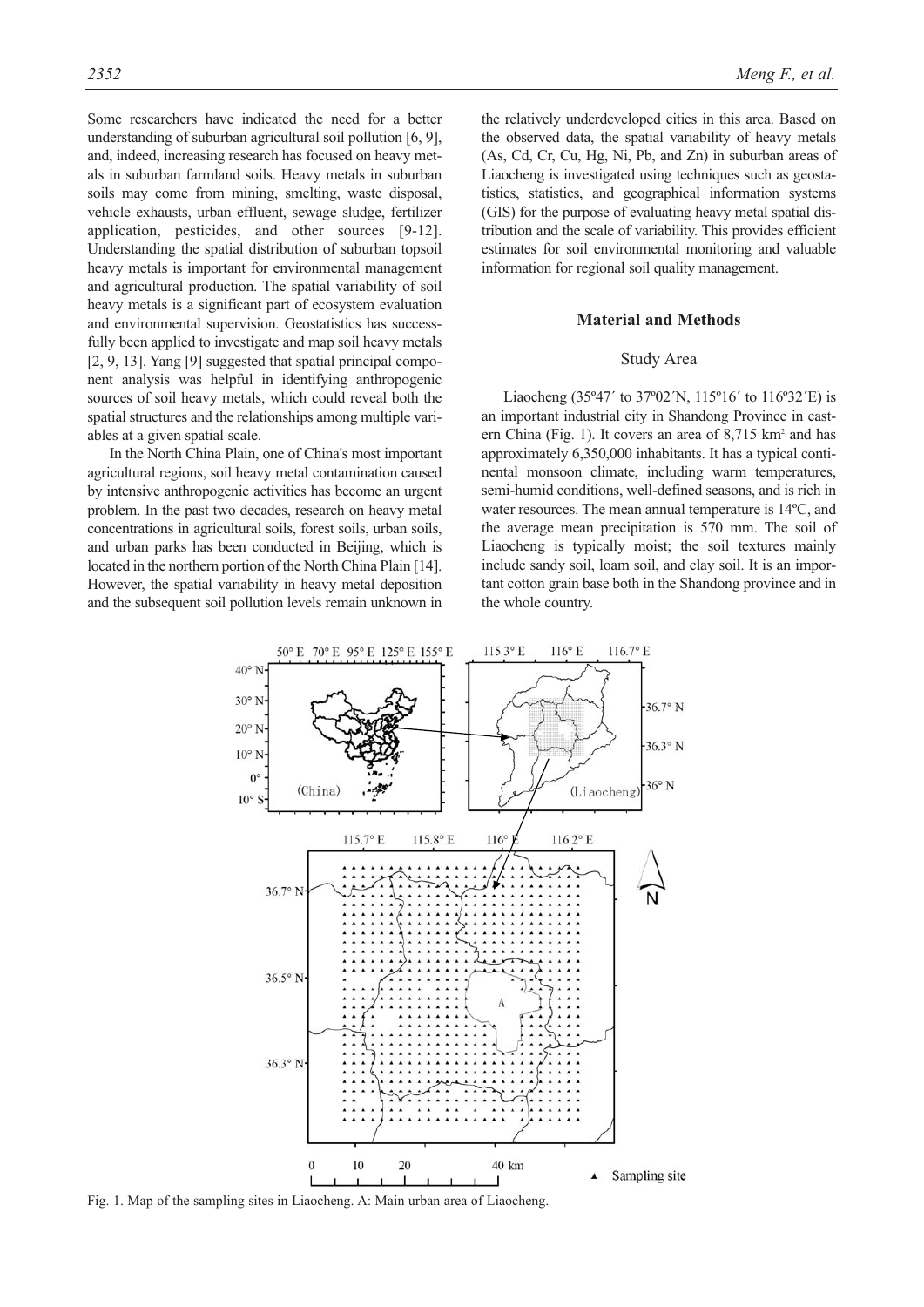Some researchers have indicated the need for a better understanding of suburban agricultural soil pollution [6, 9], and, indeed, increasing research has focused on heavy metals in suburban farmland soils. Heavy metals in suburban soils may come from mining, smelting, waste disposal, vehicle exhausts, urban effluent, sewage sludge, fertilizer application, pesticides, and other sources [9-12]. Understanding the spatial distribution of suburban topsoil heavy metals is important for environmental management and agricultural production. The spatial variability of soil heavy metals is a significant part of ecosystem evaluation and environmental supervision. Geostatistics has successfully been applied to investigate and map soil heavy metals [2, 9, 13]. Yang [9] suggested that spatial principal component analysis was helpful in identifying anthropogenic sources of soil heavy metals, which could reveal both the spatial structures and the relationships among multiple variables at a given spatial scale.

In the North China Plain, one of China's most important agricultural regions, soil heavy metal contamination caused by intensive anthropogenic activities has become an urgent problem. In the past two decades, research on heavy metal concentrations in agricultural soils, forest soils, urban soils, and urban parks has been conducted in Beijing, which is located in the northern portion of the North China Plain [14]. However, the spatial variability in heavy metal deposition and the subsequent soil pollution levels remain unknown in the relatively underdeveloped cities in this area. Based on the observed data, the spatial variability of heavy metals (As, Cd, Cr, Cu, Hg, Ni, Pb, and Zn) in suburban areas of Liaocheng is investigated using techniques such as geostatistics, statistics, and geographical information systems (GIS) for the purpose of evaluating heavy metal spatial distribution and the scale of variability. This provides efficient estimates for soil environmental monitoring and valuable information for regional soil quality management.

## Material and Methods

### Study Area

Liaocheng (35º47′ to 37º02′N, 115º16′ to 116º32′E) is an important industrial city in Shandong Province in eastern China (Fig. 1). It covers an area of 8,715 km$^2$ and has approximately 6,350,000 inhabitants. It has a typical continental monsoon climate, including warm temperatures, semi-humid conditions, well-defined seasons, and is rich in water resources. The mean annual temperature is 14ºC, and the average mean precipitation is 570 mm. The soil of Liaocheng is typically moist; the soil textures mainly include sandy soil, loam soil, and clay soil. It is an important cotton grain base both in the Shandong province and in the whole country.

Fig. 1. Map of the sampling sites in Liaocheng. A: Main urban area of Liaocheng.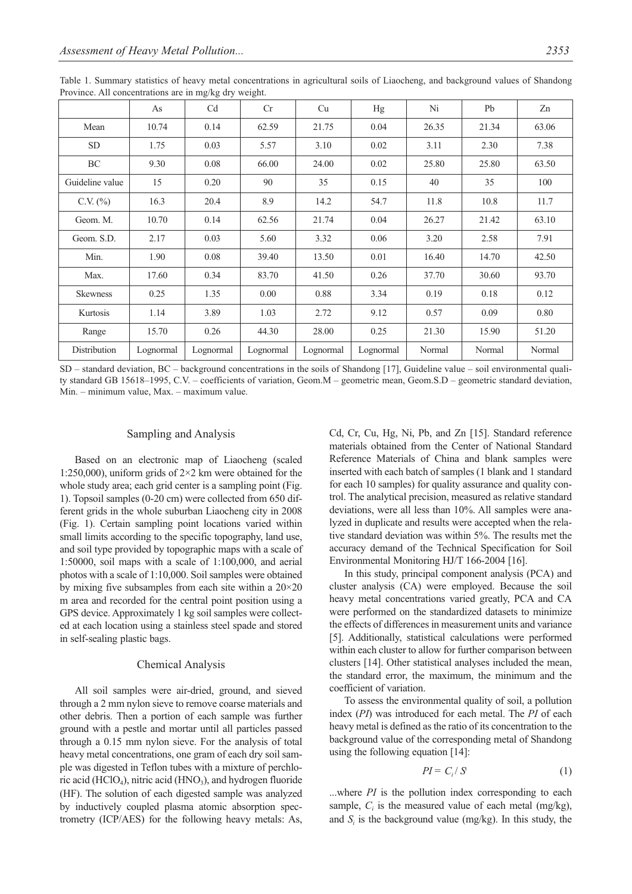Table 1. Summary statistics of heavy metal concentrations in agricultural soils of Liaocheng, and background values of Shandong Province. All concentrations are in mg/kg dry weight.

| | As | Cd | Cr | Cu | Hg | Ni | Pb | Zn |
|---|---|---|---|---|---|---|---|---|
| Mean | 10.74 | 0.14 | 62.59 | 21.75 | 0.04 | 26.35 | 21.34 | 63.06 |
| SD | 1.75 | 0.03 | 5.57 | 3.10 | 0.02 | 3.11 | 2.30 | 7.38 |
| BC | 9.30 | 0.08 | 66.00 | 24.00 | 0.02 | 25.80 | 25.80 | 63.50 |
| Guideline value | 15 | 0.20 | 90 | 35 | 0.15 | 40 | 35 | 100 |
| C.V. (%) | 16.3 | 20.4 | 8.9 | 14.2 | 54.7 | 11.8 | 10.8 | 11.7 |
| Geom. M. | 10.70 | 0.14 | 62.56 | 21.74 | 0.04 | 26.27 | 21.42 | 63.10 |
| Geom. S.D. | 2.17 | 0.03 | 5.60 | 3.32 | 0.06 | 3.20 | 2.58 | 7.91 |
| Min. | 1.90 | 0.08 | 39.40 | 13.50 | 0.01 | 16.40 | 14.70 | 42.50 |
| Max. | 17.60 | 0.34 | 83.70 | 41.50 | 0.26 | 37.70 | 30.60 | 93.70 |
| Skewness | 0.25 | 1.35 | 0.00 | 0.88 | 3.34 | 0.19 | 0.18 | 0.12 |
| Kurtosis | 1.14 | 3.89 | 1.03 | 2.72 | 9.12 | 0.57 | 0.09 | 0.80 |
| Range | 15.70 | 0.26 | 44.30 | 28.00 | 0.25 | 21.30 | 15.90 | 51.20 |
| Distribution | Lognormal | Lognormal | Lognormal | Lognormal | Lognormal | Normal | Normal | Normal |

SD – standard deviation, BC – background concentrations in the soils of Shandong [17], Guideline value – soil environmental quality standard GB 15618–1995, C.V. – coefficients of variation, Geom.M – geometric mean, Geom.S.D – geometric standard deviation, Min. – minimum value, Max. – maximum value.

## Sampling and Analysis

Based on an electronic map of Liaocheng (scaled 1:250,000), uniform grids of 2×2 km were obtained for the whole study area; each grid center is a sampling point (Fig. 1). Topsoil samples (0-20 cm) were collected from 650 different grids in the whole suburban Liaocheng city in 2008 (Fig. 1). Certain sampling point locations varied within small limits according to the specific topography, land use, and soil type provided by topographic maps with a scale of 1:50000, soil maps with a scale of 1:100,000, and aerial photos with a scale of 1:10,000. Soil samples were obtained by mixing five subsamples from each site within a 20×20 m area and recorded for the central point position using a GPS device. Approximately 1 kg soil samples were collected at each location using a stainless steel spade and stored in self-sealing plastic bags.

## Chemical Analysis

All soil samples were air-dried, ground, and sieved through a 2 mm nylon sieve to remove coarse materials and other debris. Then a portion of each sample was further ground with a pestle and mortar until all particles passed through a 0.15 mm nylon sieve. For the analysis of total heavy metal concentrations, one gram of each dry soil sample was digested in Teflon tubes with a mixture of perchloric acid ($HClO_4$), nitric acid ($HNO_3$), and hydrogen fluoride (HF). The solution of each digested sample was analyzed by inductively coupled plasma atomic absorption spectrometry (ICP/AES) for the following heavy metals: As, Cd, Cr, Cu, Hg, Ni, Pb, and Zn [15]. Standard reference materials obtained from the Center of National Standard Reference Materials of China and blank samples were inserted with each batch of samples (1 blank and 1 standard for each 10 samples) for quality assurance and quality control. The analytical precision, measured as relative standard deviations, were all less than 10%. All samples were analyzed in duplicate and results were accepted when the relative standard deviation was within 5%. The results met the accuracy demand of the Technical Specification for Soil Environmental Monitoring HJ/T 166-2004 [16].

In this study, principal component analysis (PCA) and cluster analysis (CA) were employed. Because the soil heavy metal concentrations varied greatly, PCA and CA were performed on the standardized datasets to minimize the effects of differences in measurement units and variance [5]. Additionally, statistical calculations were performed within each cluster to allow for further comparison between clusters [14]. Other statistical analyses included the mean, the standard error, the maximum, the minimum and the coefficient of variation.

To assess the environmental quality of soil, a pollution index (*PI*) was introduced for each metal. The *PI* of each heavy metal is defined as the ratio of its concentration to the background value of the corresponding metal of Shandong using the following equation [14]:

$$PI = C_i / S \qquad (1)$$

...where *PI* is the pollution index corresponding to each sample, $C_i$ is the measured value of each metal (mg/kg), and $S_i$ is the background value (mg/kg). In this study, the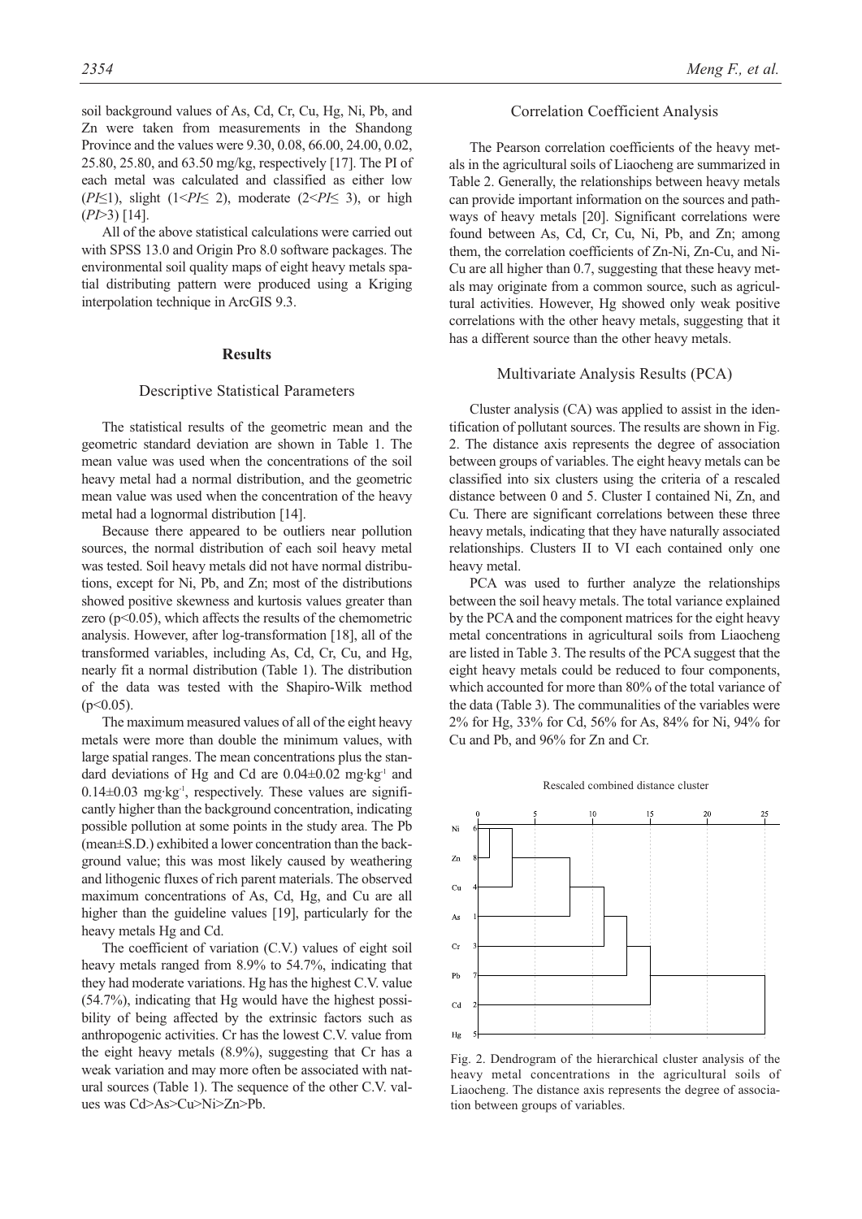soil background values of As, Cd, Cr, Cu, Hg, Ni, Pb, and Zn were taken from measurements in the Shandong Province and the values were 9.30, 0.08, 66.00, 24.00, 0.02, 25.80, 25.80, and 63.50 mg/kg, respectively [17]. The PI of each metal was calculated and classified as either low ($PI \leq 1$), slight ($1 < PI \leq 2$), moderate ($2 < PI \leq 3$), or high ($PI > 3$) [14].

All of the above statistical calculations were carried out with SPSS 13.0 and Origin Pro 8.0 software packages. The environmental soil quality maps of eight heavy metals spatial distributing pattern were produced using a Kriging interpolation technique in ArcGIS 9.3.

## Results

### Descriptive Statistical Parameters

The statistical results of the geometric mean and the geometric standard deviation are shown in Table 1. The mean value was used when the concentrations of the soil heavy metal had a normal distribution, and the geometric mean value was used when the concentration of the heavy metal had a lognormal distribution [14].

Because there appeared to be outliers near pollution sources, the normal distribution of each soil heavy metal was tested. Soil heavy metals did not have normal distributions, except for Ni, Pb, and Zn; most of the distributions showed positive skewness and kurtosis values greater than zero ($p<0.05$), which affects the results of the chemometric analysis. However, after log-transformation [18], all of the transformed variables, including As, Cd, Cr, Cu, and Hg, nearly fit a normal distribution (Table 1). The distribution of the data was tested with the Shapiro-Wilk method ($p<0.05$).

The maximum measured values of all of the eight heavy metals were more than double the minimum values, with large spatial ranges. The mean concentrations plus the standard deviations of Hg and Cd are 0.04±0.02 mg·kg$^{-1}$ and 0.14±0.03 mg·kg$^{-1}$, respectively. These values are significantly higher than the background concentration, indicating possible pollution at some points in the study area. The Pb (mean±S.D.) exhibited a lower concentration than the background value; this was most likely caused by weathering and lithogenic fluxes of rich parent materials. The observed maximum concentrations of As, Cd, Hg, and Cu are all higher than the guideline values [19], particularly for the heavy metals Hg and Cd.

The coefficient of variation (C.V.) values of eight soil heavy metals ranged from 8.9% to 54.7%, indicating that they had moderate variations. Hg has the highest C.V. value (54.7%), indicating that Hg would have the highest possibility of being affected by the extrinsic factors such as anthropogenic activities. Cr has the lowest C.V. value from the eight heavy metals (8.9%), suggesting that Cr has a weak variation and may more often be associated with natural sources (Table 1). The sequence of the other C.V. values was Cd>As>Cu>Ni>Zn>Pb.

### Correlation Coefficient Analysis

The Pearson correlation coefficients of the heavy metals in the agricultural soils of Liaocheng are summarized in Table 2. Generally, the relationships between heavy metals can provide important information on the sources and pathways of heavy metals [20]. Significant correlations were found between As, Cd, Cr, Cu, Ni, Pb, and Zn; among them, the correlation coefficients of Zn-Ni, Zn-Cu, and Ni-Cu are all higher than 0.7, suggesting that these heavy metals may originate from a common source, such as agricultural activities. However, Hg showed only weak positive correlations with the other heavy metals, suggesting that it has a different source than the other heavy metals.

### Multivariate Analysis Results (PCA)

Cluster analysis (CA) was applied to assist in the identification of pollutant sources. The results are shown in Fig. 2. The distance axis represents the degree of association between groups of variables. The eight heavy metals can be classified into six clusters using the criteria of a rescaled distance between 0 and 5. Cluster I contained Ni, Zn, and Cu. There are significant correlations between these three heavy metals, indicating that they have naturally associated relationships. Clusters II to VI each contained only one heavy metal.

PCA was used to further analyze the relationships between the soil heavy metals. The total variance explained by the PCA and the component matrices for the eight heavy metal concentrations in agricultural soils from Liaocheng are listed in Table 3. The results of the PCA suggest that the eight heavy metals could be reduced to four components, which accounted for more than 80% of the total variance of the data (Table 3). The communalities of the variables were 2% for Hg, 33% for Cd, 56% for As, 84% for Ni, 94% for Cu and Pb, and 96% for Zn and Cr.

Fig. 2. Dendrogram of the hierarchical cluster analysis of the heavy metal concentrations in the agricultural soils of Liaocheng. The distance axis represents the degree of association between groups of variables.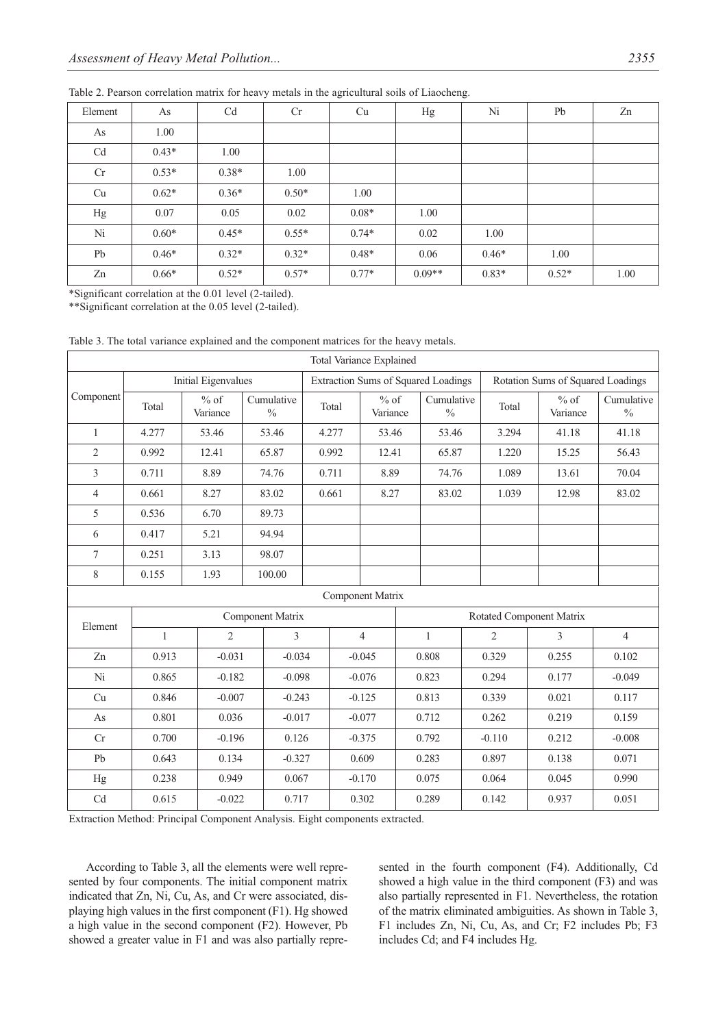Table 2. Pearson correlation matrix for heavy metals in the agricultural soils of Liaocheng.

| Element | As | Cd | Cr | Cu | Hg | Ni | Pb | Zn |
|---|---|---|---|---|---|---|---|---|
| As | 1.00 | | | | | | | |
| Cd | 0.43* | 1.00 | | | | | | |
| Cr | 0.53* | 0.38* | 1.00 | | | | | |
| Cu | 0.62* | 0.36* | 0.50* | 1.00 | | | | |
| Hg | 0.07 | 0.05 | 0.02 | 0.08* | 1.00 | | | |
| Ni | 0.60* | 0.45* | 0.55* | 0.74* | 0.02 | 1.00 | | |
| Pb | 0.46* | 0.32* | 0.32* | 0.48* | 0.06 | 0.46* | 1.00 | |
| Zn | 0.66* | 0.52* | 0.57* | 0.77* | 0.09** | 0.83* | 0.52* | 1.00 |

*Significant correlation at the 0.01 level (2-tailed).

**Significant correlation at the 0.05 level (2-tailed).

Table 3. The total variance explained and the component matrices for the heavy metals.

| Total Variance Explained | | | | | | | | | |
|---|---|---|---|---|---|---|---|---|---|
| Component | Initial Eigenvalues | | | Extraction Sums of Squared Loadings | | | Rotation Sums of Squared Loadings | | |
| | Total | % of Variance | Cumulative % | Total | % of Variance | Cumulative % | Total | % of Variance | Cumulative % |
| 1 | 4.277 | 53.46 | 53.46 | 4.277 | 53.46 | 53.46 | 3.294 | 41.18 | 41.18 |
| 2 | 0.992 | 12.41 | 65.87 | 0.992 | 12.41 | 65.87 | 1.220 | 15.25 | 56.43 |
| 3 | 0.711 | 8.89 | 74.76 | 0.711 | 8.89 | 74.76 | 1.089 | 13.61 | 70.04 |
| 4 | 0.661 | 8.27 | 83.02 | 0.661 | 8.27 | 83.02 | 1.039 | 12.98 | 83.02 |
| 5 | 0.536 | 6.70 | 89.73 | | | | | | |
| 6 | 0.417 | 5.21 | 94.94 | | | | | | |
| 7 | 0.251 | 3.13 | 98.07 | | | | | | |
| 8 | 0.155 | 1.93 | 100.00 | | | | | | |

| Component Matrix | | | | | | | | |
|---|---|---|---|---|---|---|---|---|
| Element | Component Matrix | | | | Rotated Component Matrix | | | |
| | 1 | 2 | 3 | 4 | 1 | 2 | 3 | 4 |
| Zn | 0.913 | -0.031 | -0.034 | -0.045 | 0.808 | 0.329 | 0.255 | 0.102 |
| Ni | 0.865 | -0.182 | -0.098 | -0.076 | 0.823 | 0.294 | 0.177 | -0.049 |
| Cu | 0.846 | -0.007 | -0.243 | -0.125 | 0.813 | 0.339 | 0.021 | 0.117 |
| As | 0.801 | 0.036 | -0.017 | -0.077 | 0.712 | 0.262 | 0.219 | 0.159 |
| Cr | 0.700 | -0.196 | 0.126 | -0.375 | 0.792 | -0.110 | 0.212 | -0.008 |
| Pb | 0.643 | 0.134 | -0.327 | 0.609 | 0.283 | 0.897 | 0.138 | 0.071 |
| Hg | 0.238 | 0.949 | 0.067 | -0.170 | 0.075 | 0.064 | 0.045 | 0.990 |
| Cd | 0.615 | -0.022 | 0.717 | 0.302 | 0.289 | 0.142 | 0.937 | 0.051 |

Extraction Method: Principal Component Analysis. Eight components extracted.

According to Table 3, all the elements were well represented by four components. The initial component matrix indicated that Zn, Ni, Cu, As, and Cr were associated, displaying high values in the first component (F1). Hg showed a high value in the second component (F2). However, Pb showed a greater value in F1 and was also partially represented in the fourth component (F4). Additionally, Cd showed a high value in the third component (F3) and was also partially represented in F1. Nevertheless, the rotation of the matrix eliminated ambiguities. As shown in Table 3, F1 includes Zn, Ni, Cu, As, and Cr; F2 includes Pb; F3 includes Cd; and F4 includes Hg.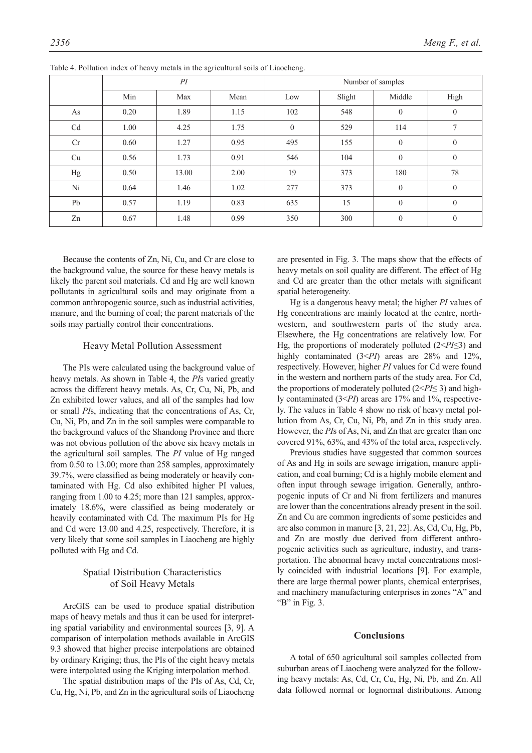Table 4. Pollution index of heavy metals in the agricultural soils of Liaocheng.

| | *PI* | | | Number of samples | | | |
|---|---|---|---|---|---|---|---|
| | Min | Max | Mean | Low | Slight | Middle | High |
| As | 0.20 | 1.89 | 1.15 | 102 | 548 | 0 | 0 |
| Cd | 1.00 | 4.25 | 1.75 | 0 | 529 | 114 | 7 |
| Cr | 0.60 | 1.27 | 0.95 | 495 | 155 | 0 | 0 |
| Cu | 0.56 | 1.73 | 0.91 | 546 | 104 | 0 | 0 |
| Hg | 0.50 | 13.00 | 2.00 | 19 | 373 | 180 | 78 |
| Ni | 0.64 | 1.46 | 1.02 | 277 | 373 | 0 | 0 |
| Pb | 0.57 | 1.19 | 0.83 | 635 | 15 | 0 | 0 |
| Zn | 0.67 | 1.48 | 0.99 | 350 | 300 | 0 | 0 |

Because the contents of Zn, Ni, Cu, and Cr are close to the background value, the source for these heavy metals is likely the parent soil materials. Cd and Hg are well known pollutants in agricultural soils and may originate from a common anthropogenic source, such as industrial activities, manure, and the burning of coal; the parent materials of the soils may partially control their concentrations.

## Heavy Metal Pollution Assessment

The PIs were calculated using the background value of heavy metals. As shown in Table 4, the *PI*s varied greatly across the different heavy metals. As, Cr, Cu, Ni, Pb, and Zn exhibited lower values, and all of the samples had low or small *PI*s, indicating that the concentrations of As, Cr, Cu, Ni, Pb, and Zn in the soil samples were comparable to the background values of the Shandong Province and there was not obvious pollution of the above six heavy metals in the agricultural soil samples. The *PI* value of Hg ranged from 0.50 to 13.00; more than 258 samples, approximately 39.7%, were classified as being moderately or heavily contaminated with Hg. Cd also exhibited higher PI values, ranging from 1.00 to 4.25; more than 121 samples, approximately 18.6%, were classified as being moderately or heavily contaminated with Cd. The maximum PIs for Hg and Cd were 13.00 and 4.25, respectively. Therefore, it is very likely that some soil samples in Liaocheng are highly polluted with Hg and Cd.

## Spatial Distribution Characteristics of Soil Heavy Metals

ArcGIS can be used to produce spatial distribution maps of heavy metals and thus it can be used for interpreting spatial variability and environmental sources [3, 9]. A comparison of interpolation methods available in ArcGIS 9.3 showed that higher precise interpolations are obtained by ordinary Kriging; thus, the PIs of the eight heavy metals were interpolated using the Kriging interpolation method.

The spatial distribution maps of the PIs of As, Cd, Cr, Cu, Hg, Ni, Pb, and Zn in the agricultural soils of Liaocheng are presented in Fig. 3. The maps show that the effects of heavy metals on soil quality are different. The effect of Hg and Cd are greater than the other metals with significant spatial heterogeneity.

Hg is a dangerous heavy metal; the higher *PI* values of Hg concentrations are mainly located at the centre, northwestern, and southwestern parts of the study area. Elsewhere, the Hg concentrations are relatively low. For Hg, the proportions of moderately polluted ($2<PI\leq3$) and highly contaminated ($3<PI$) areas are 28% and 12%, respectively. However, higher *PI* values for Cd were found in the western and northern parts of the study area. For Cd, the proportions of moderately polluted ($2<PI\leq 3$) and highly contaminated ($3<PI$) areas are 17% and 1%, respectively. The values in Table 4 show no risk of heavy metal pollution from As, Cr, Cu, Ni, Pb, and Zn in this study area. However, the *PI*s of As, Ni, and Zn that are greater than one covered 91%, 63%, and 43% of the total area, respectively.

Previous studies have suggested that common sources of As and Hg in soils are sewage irrigation, manure application, and coal burning; Cd is a highly mobile element and often input through sewage irrigation. Generally, anthropogenic inputs of Cr and Ni from fertilizers and manures are lower than the concentrations already present in the soil. Zn and Cu are common ingredients of some pesticides and are also common in manure [3, 21, 22]. As, Cd, Cu, Hg, Pb, and Zn are mostly due derived from different anthropogenic activities such as agriculture, industry, and transportation. The abnormal heavy metal concentrations mostly coincided with industrial locations [9]. For example, there are large thermal power plants, chemical enterprises, and machinery manufacturing enterprises in zones "A" and "B" in Fig. 3.

## Conclusions

A total of 650 agricultural soil samples collected from suburban areas of Liaocheng were analyzed for the following heavy metals: As, Cd, Cr, Cu, Hg, Ni, Pb, and Zn. All data followed normal or lognormal distributions. Among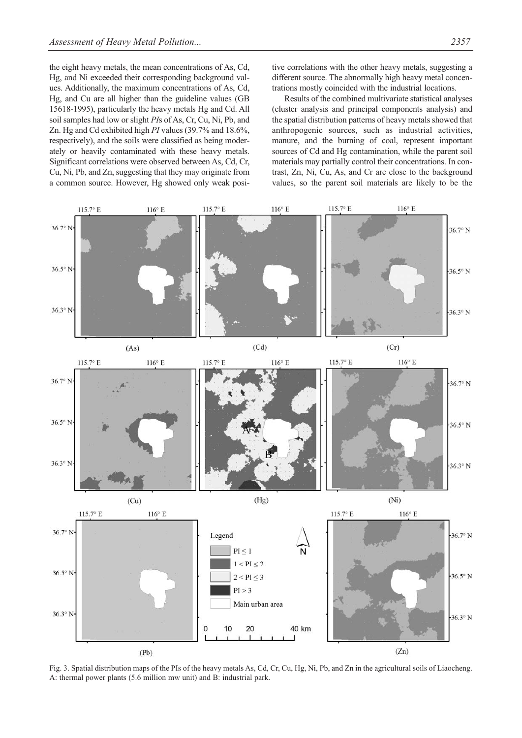the eight heavy metals, the mean concentrations of As, Cd, Hg, and Ni exceeded their corresponding background values. Additionally, the maximum concentrations of As, Cd, Hg, and Cu are all higher than the guideline values (GB 15618-1995), particularly the heavy metals Hg and Cd. All soil samples had low or slight *PI*s of As, Cr, Cu, Ni, Pb, and Zn. Hg and Cd exhibited high *PI* values (39.7% and 18.6%, respectively), and the soils were classified as being moderately or heavily contaminated with these heavy metals. Significant correlations were observed between As, Cd, Cr, Cu, Ni, Pb, and Zn, suggesting that they may originate from a common source. However, Hg showed only weak positive correlations with the other heavy metals, suggesting a different source. The abnormally high heavy metal concentrations mostly coincided with the industrial locations.

Results of the combined multivariate statistical analyses (cluster analysis and principal components analysis) and the spatial distribution patterns of heavy metals showed that anthropogenic sources, such as industrial activities, manure, and the burning of coal, represent important sources of Cd and Hg contamination, while the parent soil materials may partially control their concentrations. In contrast, Zn, Ni, Cu, As, and Cr are close to the background values, so the parent soil materials are likely to be the

Fig. 3. Spatial distribution maps of the PIs of the heavy metals As, Cd, Cr, Cu, Hg, Ni, Pb, and Zn in the agricultural soils of Liaocheng. A: thermal power plants (5.6 million mw unit) and B: industrial park.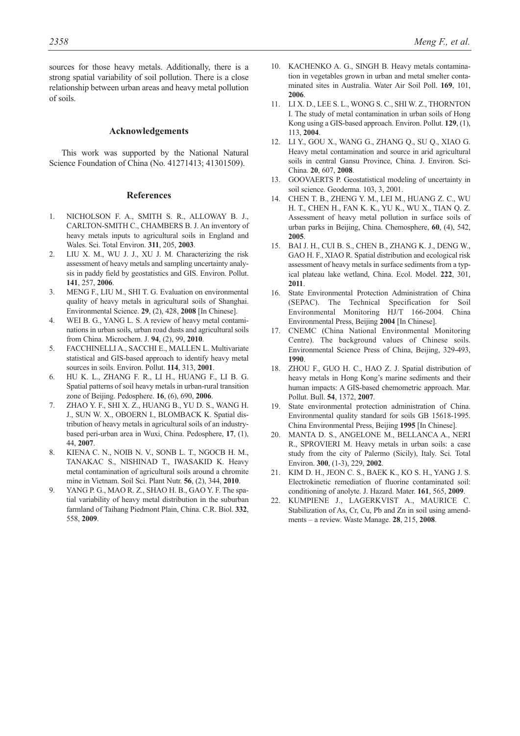sources for those heavy metals. Additionally, there is a strong spatial variability of soil pollution. There is a close relationship between urban areas and heavy metal pollution of soils.

## Acknowledgements

This work was supported by the National Natural Science Foundation of China (No. 41271413; 41301509).

## References

1. NICHOLSON F. A., SMITH S. R., ALLOWAY B. J., CARLTON-SMITH C., CHAMBERS B. J. An inventory of heavy metals inputs to agricultural soils in England and Wales. Sci. Total Environ. **311**, 205, **2003**.
2. LIU X. M., WU J. J., XU J. M. Characterizing the risk assessment of heavy metals and sampling uncertainty analysis in paddy field by geostatistics and GIS. Environ. Pollut. **141**, 257, **2006**.
3. MENG F., LIU M., SHI T. G. Evaluation on environmental quality of heavy metals in agricultural soils of Shanghai. Environmental Science. **29**, (2), 428, **2008** [In Chinese].
4. WEI B. G., YANG L. S. A review of heavy metal contaminations in urban soils, urban road dusts and agricultural soils from China. Microchem. J. **94**, (2), 99, **2010**.
5. FACCHINELLI A., SACCHI E., MALLEN L. Multivariate statistical and GIS-based approach to identify heavy metal sources in soils. Environ. Pollut. **114**, 313, **2001**.
6. HU K. L., ZHANG F. R., LI H., HUANG F., LI B. G. Spatial patterns of soil heavy metals in urban-rural transition zone of Beijing. Pedosphere. **16**, (6), 690, **2006**.
7. ZHAO Y. F., SHI X. Z., HUANG B., YU D. S., WANG H. J., SUN W. X., OBOERN I., BLOMBACK K. Spatial distribution of heavy metals in agricultural soils of an industry-based peri-urban area in Wuxi, China. Pedosphere, **17**, (1), 44, **2007**.
8. KIENA C. N., NOIB N. V., SONB L. T., NGOCB H. M., TANAKAC S., NISHINAD T., IWASAKID K. Heavy metal contamination of agricultural soils around a chromite mine in Vietnam. Soil Sci. Plant Nutr. **56**, (2), 344, **2010**.
9. YANG P. G., MAO R. Z., SHAO H. B., GAO Y. F. The spatial variability of heavy metal distribution in the suburban farmland of Taihang Piedmont Plain, China. C.R. Biol. **332**, 558, **2009**.
10. KACHENKO A. G., SINGH B. Heavy metals contamination in vegetables grown in urban and metal smelter contaminated sites in Australia. Water Air Soil Poll. **169**, 101, **2006**.
11. LI X. D., LEE S. L., WONG S. C., SHI W. Z., THORNTON I. The study of metal contamination in urban soils of Hong Kong using a GIS-based approach. Environ. Pollut. **129**, (1), 113, **2004**.
12. LI Y., GOU X., WANG G., ZHANG Q., SU Q., XIAO G. Heavy metal contamination and source in arid agricultural soils in central Gansu Province, China. J. Environ. Sci-China. **20**, 607, **2008**.
13. GOOVAERTS P. Geostatistical modeling of uncertainty in soil science. Geoderma. 103, 3, 2001.
14. CHEN T. B., ZHENG Y. M., LEI M., HUANG Z. C., WU H. T., CHEN H., FAN K. K., YU K., WU X., TIAN Q. Z. Assessment of heavy metal pollution in surface soils of urban parks in Beijing, China. Chemosphere, **60**, (4), 542, **2005**.
15. BAI J. H., CUI B. S., CHEN B., ZHANG K. J., DENG W., GAO H. F., XIAO R. Spatial distribution and ecological risk assessment of heavy metals in surface sediments from a typical plateau lake wetland, China. Ecol. Model. **222**, 301, **2011**.
16. State Environmental Protection Administration of China (SEPAC). The Technical Specification for Soil Environmental Monitoring HJ/T 166-2004. China Environmental Press, Beijing **2004** [In Chinese].
17. CNEMC (China National Environmental Monitoring Centre). The background values of Chinese soils. Environmental Science Press of China, Beijing, 329-493, **1990**.
18. ZHOU F., GUO H. C., HAO Z. J. Spatial distribution of heavy metals in Hong Kong's marine sediments and their human impacts: A GIS-based chemometric approach. Mar. Pollut. Bull. **54**, 1372, **2007**.
19. State environmental protection administration of China. Environmental quality standard for soils GB 15618-1995. China Environmental Press, Beijing **1995** [In Chinese].
20. MANTA D. S., ANGELONE M., BELLANCA A., NERI R., SPROVIERI M. Heavy metals in urban soils: a case study from the city of Palermo (Sicily), Italy. Sci. Total Environ. **300**, (1-3), 229, **2002**.
21. KIM D. H., JEON C. S., BAEK K., KO S. H., YANG J. S. Electrokinetic remediation of fluorine contaminated soil: conditioning of anolyte. J. Hazard. Mater. **161**, 565, **2009**.
22. KUMPIENE J., LAGERKVIST A., MAURICE C. Stabilization of As, Cr, Cu, Pb and Zn in soil using amendments – a review. Waste Manage. **28**, 215, **2008**.